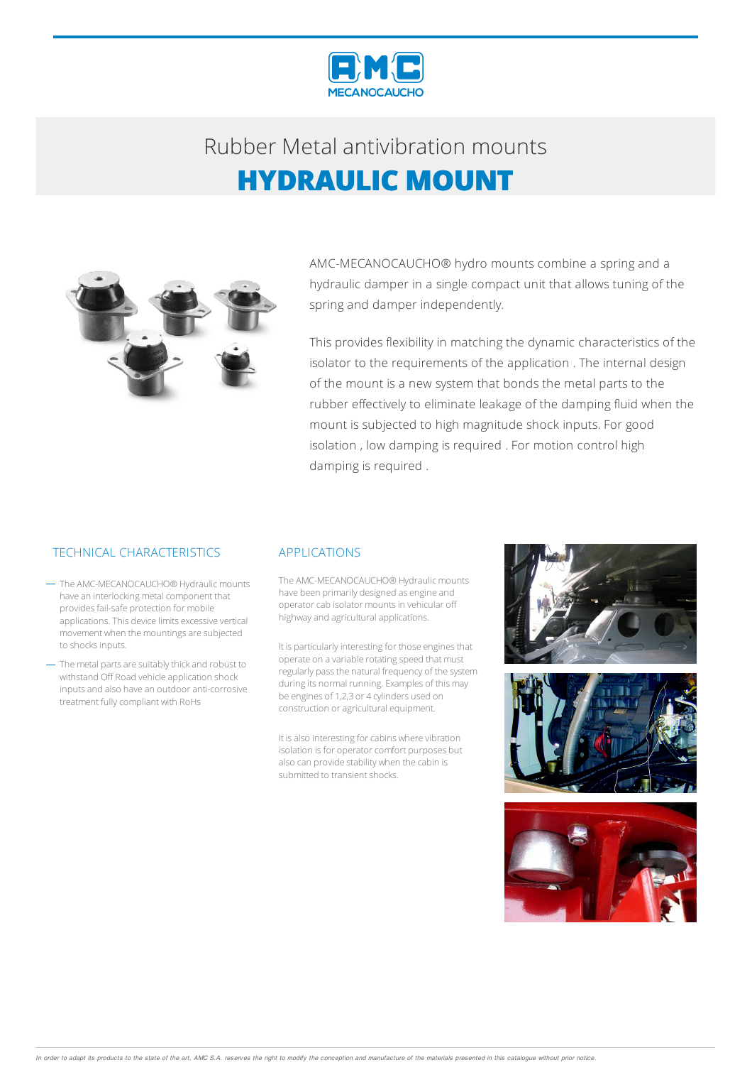Rubber Metal antivibration mounts

# HYDRAULIC MOUNT

AMC-MECANOCAUCHO® hydro mounts combine a spring and a hydraulic damper in a single compact unit that allows tuning of the spring and damper independently.

This provides flexibility in matching the dynamic characteristics of the isolator to the requirements of the application . The internal design of the mount is a new system that bonds the metal parts to the rubber effectively to eliminate leakage of the damping fluid when the mount is subjected to high magnitude shock inputs. For good isolation , low damping is required . For motion control high damping is required .

## TECHNICAL CHARACTERISTICS

- The AMC-MECANOCAUCHO® Hydraulic mounts have an interlocking metal component that provides fail-safe protection for mobile applications. This device limits excessive vertical movement when the mountings are subjected to shocks inputs.
- The metal parts are suitably thick and robust to withstand Off Road vehicle application shock inputs and also have an outdoor anti-corrosive treatment fully compliant with RoHs

## APPLICATIONS

The AMC-MECANOCAUCHO® Hydraulic mounts have been primarily designed as engine and operator cab isolator mounts in vehicular off highway and agricultural applications.

It is particularly interesting for those engines that operate on a variable rotating speed that must regularly pass the natural frequency of the system during its normal running. Examples of this may be engines of 1,2,3 or 4 cylinders used on construction or agricultural equipment.

It is also interesting for cabins where vibration isolation is for operator comfort purposes but also can provide stability when the cabin is submitted to transient shocks.

*In order to adapt its products to the state of the art, AMC S.A. reserves the right to modify the conception and manufacture of the materials presented in this catalogue without prior notice.*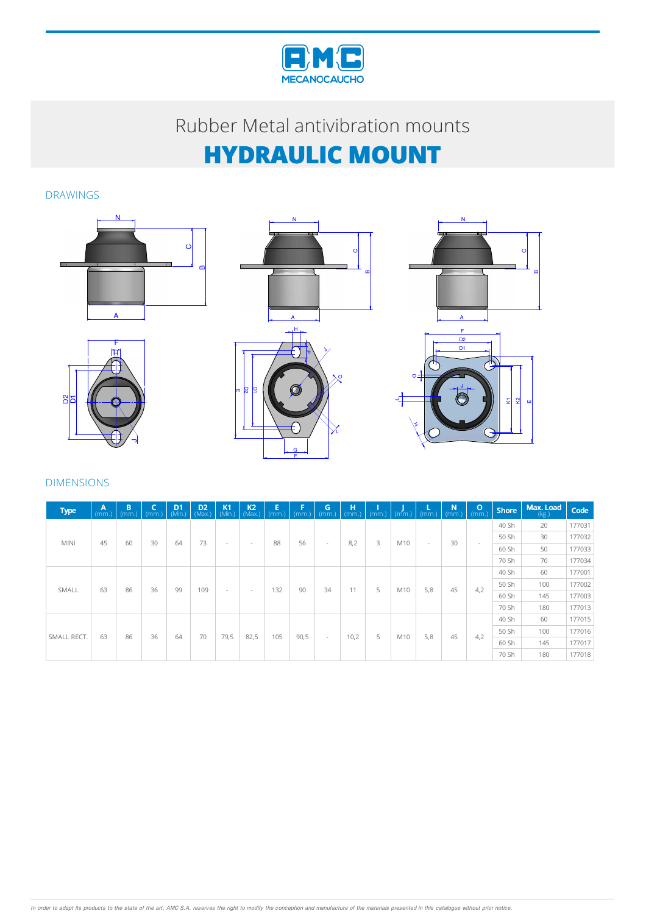# Rubber Metal antivibration mounts

# HYDRAULIC MOUNT

## DRAWINGS

## DIMENSIONS

| Type | A (mm.) | B (mm.) | C (mm.) | D1 (Min.) | D2 (Max.) | K1 (Min.) | K2 (Max.) | E (mm.) | F (mm.) | G (mm.) | H (mm.) | I (mm.) | J (mm.) | L (mm.) | N (mm.) | O (mm.) | Shore | Max. Load (kg.) | Code |
|---|---|---|---|---|---|---|---|---|---|---|---|---|---|---|---|---|---|---|---|
| MINI | 45 | 60 | 30 | 64 | 73 | - | - | 88 | 56 | - | 8,2 | 3 | M10 | - | 30 | - | 40 Sh | 20 | 177031 |
| | | | | | | | | | | | | | | | | | 50 Sh | 30 | 177032 |
| | | | | | | | | | | | | | | | | | 60 Sh | 50 | 177033 |
| | | | | | | | | | | | | | | | | | 70 Sh | 70 | 177034 |
| SMALL | 63 | 86 | 36 | 99 | 109 | - | - | 132 | 90 | 34 | 11 | 5 | M10 | 5,8 | 45 | 4,2 | 40 Sh | 60 | 177001 |
| | | | | | | | | | | | | | | | | | 50 Sh | 100 | 177002 |
| | | | | | | | | | | | | | | | | | 60 Sh | 145 | 177003 |
| | | | | | | | | | | | | | | | | | 70 Sh | 180 | 177013 |
| SMALL RECT. | 63 | 86 | 36 | 64 | 70 | 79,5 | 82,5 | 105 | 90,5 | - | 10,2 | 5 | M10 | 5,8 | 45 | 4,2 | 40 Sh | 60 | 177015 |
| | | | | | | | | | | | | | | | | | 50 Sh | 100 | 177016 |
| | | | | | | | | | | | | | | | | | 60 Sh | 145 | 177017 |
| | | | | | | | | | | | | | | | | | 70 Sh | 180 | 177018 |

*In order to adapt its products to the state of the art, AMC S.A. reserves the right to modify the conception and manufacture of the materials presented in this catalogue without prior notice.*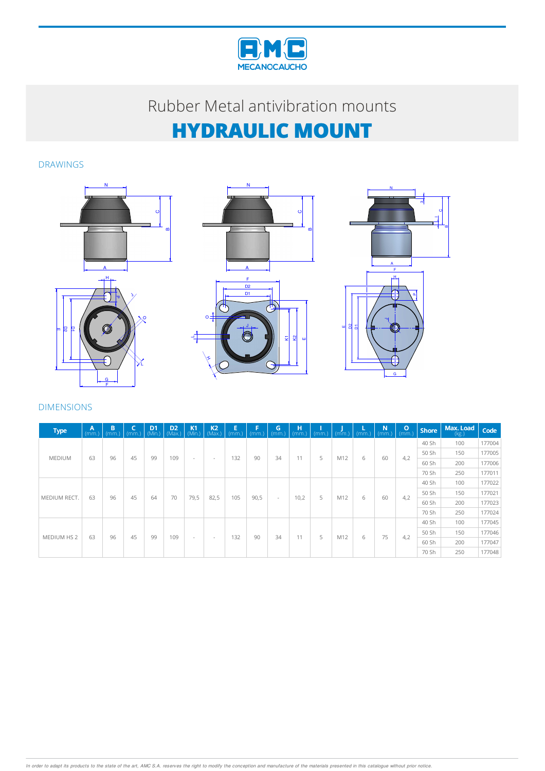# Rubber Metal antivibration mounts

# HYDRAULIC MOUNT

## DRAWINGS

## DIMENSIONS

| Type | A (mm.) | B (mm.) | C (mm.) | D1 (Min.) | D2 (Max.) | K1 (Min.) | K2 (Max.) | E (mm.) | F (mm.) | G (mm.) | H (mm.) | I (mm.) | J (mm.) | L (mm.) | N (mm.) | O (mm.) | Shore | Max. Load (kg.) | Code |
|---|---|---|---|---|---|---|---|---|---|---|---|---|---|---|---|---|---|---|---|
| MEDIUM | 63 | 96 | 45 | 99 | 109 | - | - | 132 | 90 | 34 | 11 | 5 | M12 | 6 | 60 | 4,2 | 40 Sh | 100 | 177004 |
| | | | | | | | | | | | | | | | | | 50 Sh | 150 | 177005 |
| | | | | | | | | | | | | | | | | | 60 Sh | 200 | 177006 |
| | | | | | | | | | | | | | | | | | 70 Sh | 250 | 177011 |
| MEDIUM RECT. | 63 | 96 | 45 | 64 | 70 | 79,5 | 82,5 | 105 | 90,5 | - | 10,2 | 5 | M12 | 6 | 60 | 4,2 | 40 Sh | 100 | 177022 |
| | | | | | | | | | | | | | | | | | 50 Sh | 150 | 177021 |
| | | | | | | | | | | | | | | | | | 60 Sh | 200 | 177023 |
| | | | | | | | | | | | | | | | | | 70 Sh | 250 | 177024 |
| MEDIUM HS 2 | 63 | 96 | 45 | 99 | 109 | - | - | 132 | 90 | 34 | 11 | 5 | M12 | 6 | 75 | 4,2 | 40 Sh | 100 | 177045 |
| | | | | | | | | | | | | | | | | | 50 Sh | 150 | 177046 |
| | | | | | | | | | | | | | | | | | 60 Sh | 200 | 177047 |
| | | | | | | | | | | | | | | | | | 70 Sh | 250 | 177048 |

*In order to adapt its products to the state of the art, AMC S.A. reserves the right to modify the conception and manufacture of the materials presented in this catalogue without prior notice.*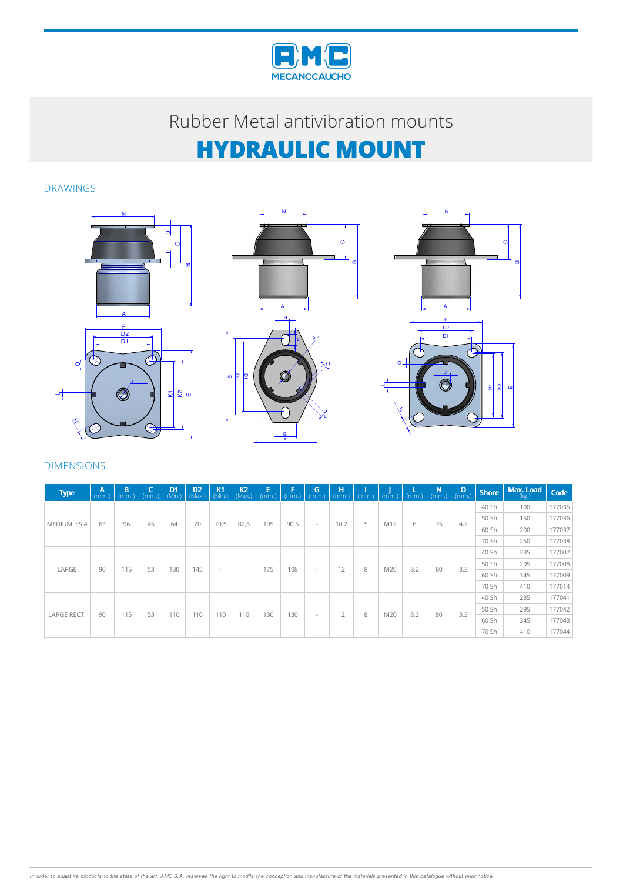Rubber Metal antivibration mounts

# HYDRAULIC MOUNT

## DRAWINGS

## DIMENSIONS

| Type | A (mm.) | B (mm.) | C (mm.) | D1 (Min.) | D2 (Max.) | K1 (Min.) | K2 (Max.) | E (mm.) | F (mm.) | G (mm.) | H (mm.) | I (mm.) | J (mm.) | L (mm.) | N (mm.) | O (mm.) | Shore | Max. Load (kg.) | Code |
|---|---|---|---|---|---|---|---|---|---|---|---|---|---|---|---|---|---|---|---|
| MEDIUM HS 4 | 63 | 96 | 45 | 64 | 70 | 79,5 | 82,5 | 105 | 90,5 | - | 10,2 | 5 | M12 | 6 | 75 | 4,2 | 40 Sh | 100 | 177035 |
| | | | | | | | | | | | | | | | | | 50 Sh | 150 | 177036 |
| | | | | | | | | | | | | | | | | | 60 Sh | 200 | 177037 |
| | | | | | | | | | | | | | | | | | 70 Sh | 250 | 177038 |
| LARGE | 90 | 115 | 53 | 130 | 145 | - | - | 175 | 108 | - | 12 | 8 | M20 | 8,2 | 80 | 3,3 | 40 Sh | 235 | 177007 |
| | | | | | | | | | | | | | | | | | 50 Sh | 295 | 177008 |
| | | | | | | | | | | | | | | | | | 60 Sh | 345 | 177009 |
| | | | | | | | | | | | | | | | | | 70 Sh | 410 | 177014 |
| LARGE RECT. | 90 | 115 | 53 | 110 | 110 | 110 | 110 | 130 | 130 | - | 12 | 8 | M20 | 8,2 | 80 | 3,3 | 40 Sh | 235 | 177041 |
| | | | | | | | | | | | | | | | | | 50 Sh | 295 | 177042 |
| | | | | | | | | | | | | | | | | | 60 Sh | 345 | 177043 |
| | | | | | | | | | | | | | | | | | 70 Sh | 410 | 177044 |

*In order to adapt its products to the state of the art, AMC S.A. reserves the right to modify the conception and manufacture of the materials presented in this catalogue without prior notice.*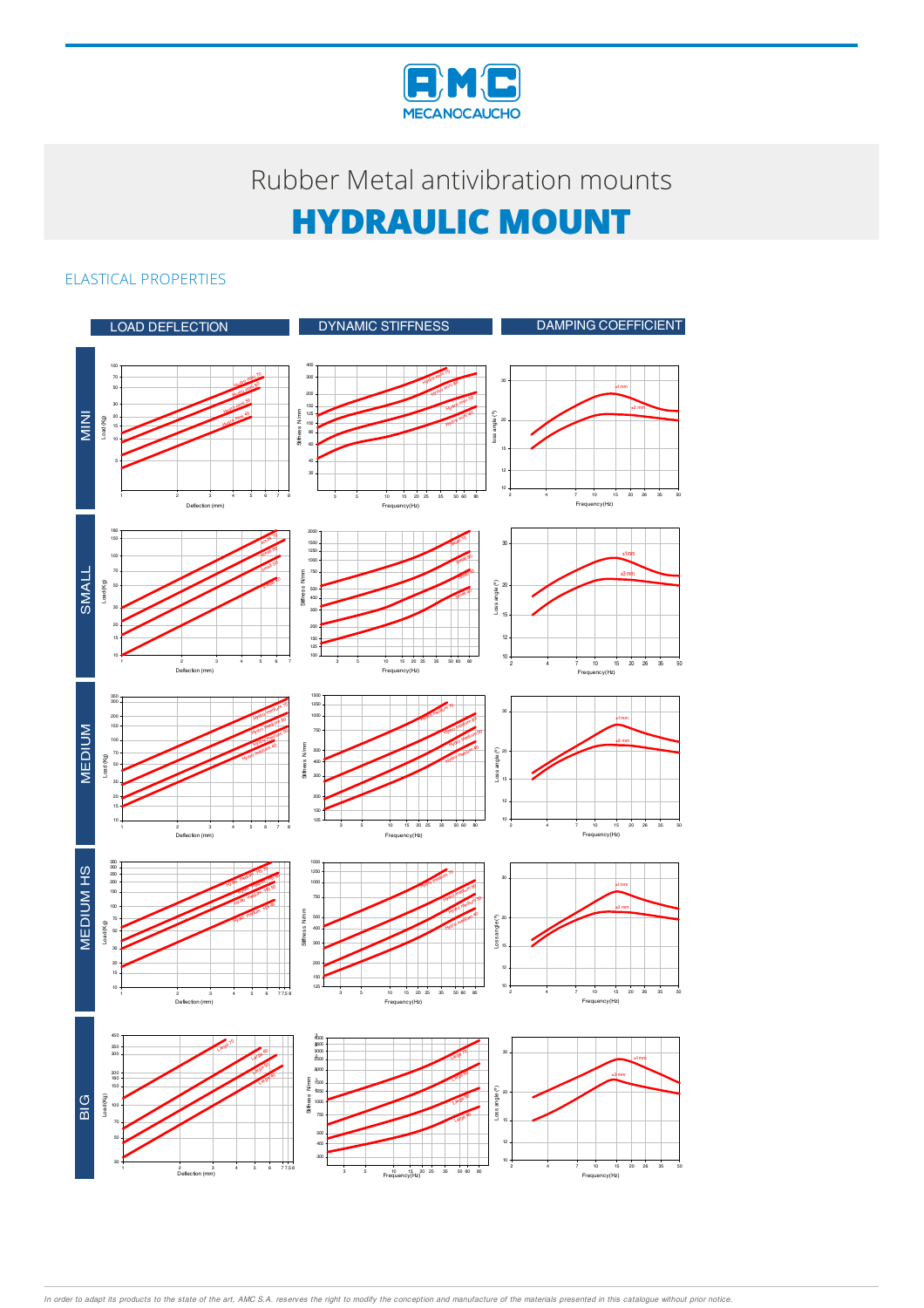Rubber Metal antivibration mounts

# HYDRAULIC MOUNT

## ELASTICAL PROPERTIES

| | LOAD DEFLECTION | DYNAMIC STIFFNESS | DAMPING COEFFICIENT |
|---|---|---|---|
| MINI | | | |
| SMALL | | | |
| MEDIUM | | | |
| MEDIUM HS | | | |
| BIG | | | |

*In order to adapt its products to the state of the art, AMC S.A. reserves the right to modify the conception and manufacture of the materials presented in this catalogue without prior notice.*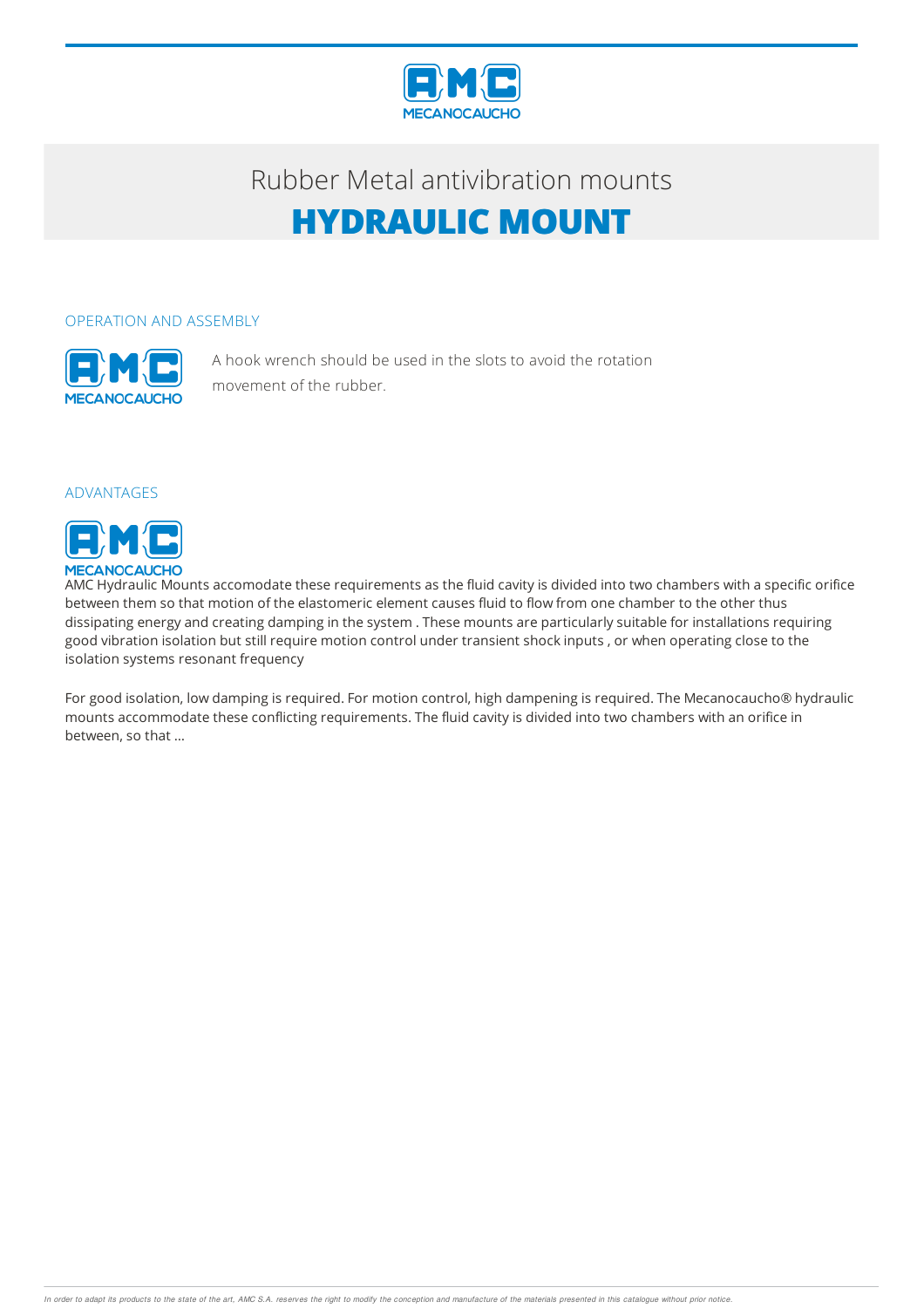Rubber Metal antivibration mounts

# HYDRAULIC MOUNT

## OPERATION AND ASSEMBLY

A hook wrench should be used in the slots to avoid the rotation movement of the rubber.

## ADVANTAGES

AMC Hydraulic Mounts accomodate these requirements as the fluid cavity is divided into two chambers with a specific orifice between them so that motion of the elastomeric element causes fluid to flow from one chamber to the other thus dissipating energy and creating damping in the system . These mounts are particularly suitable for installations requiring good vibration isolation but still require motion control under transient shock inputs , or when operating close to the isolation systems resonant frequency

For good isolation, low damping is required. For motion control, high dampening is required. The Mecanocaucho® hydraulic mounts accommodate these conflicting requirements. The fluid cavity is divided into two chambers with an orifice in between, so that ...